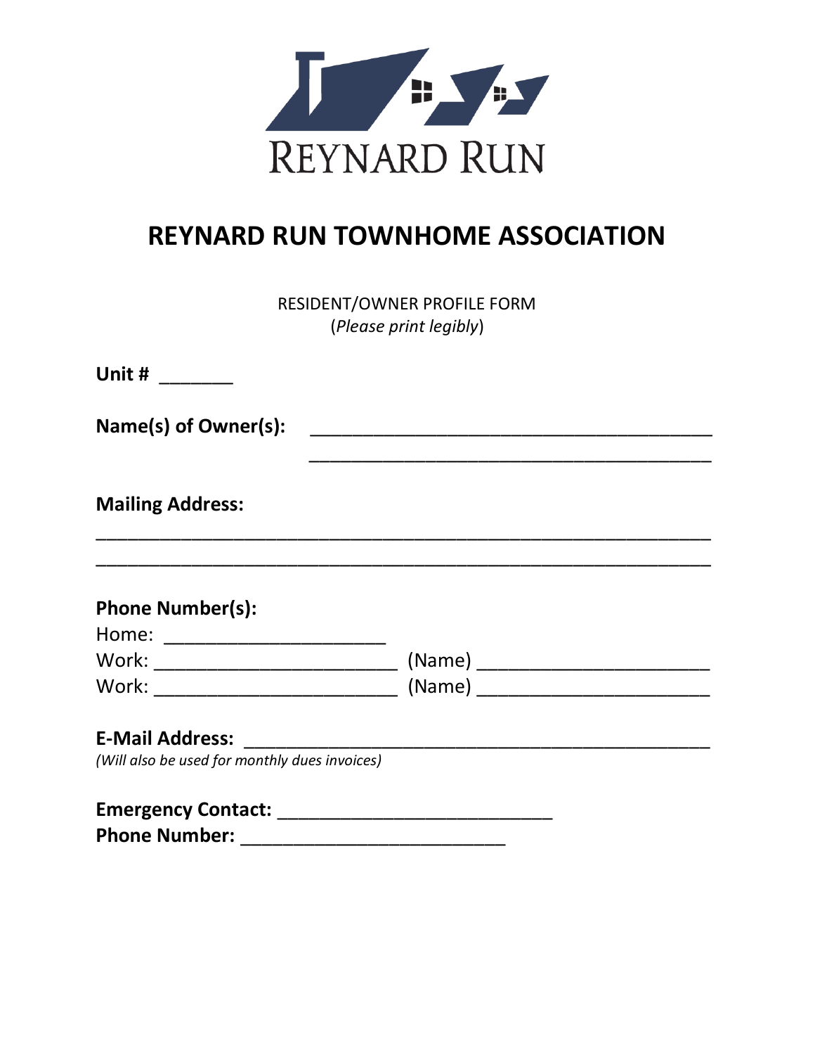REYNARD RUN

# REYNARD RUN TOWNHOME ASSOCIATION

RESIDENT/OWNER PROFILE FORM
(*Please print legibly*)

**Unit #** _______

**Name(s) of Owner(s):** ________________________________________
________________________________________

**Mailing Address:**
____________________________________________________________
____________________________________________________________

**Phone Number(s):**
Home: ______________________
Work: ________________________ (Name) _______________________
Work: ________________________ (Name) _______________________

**E-Mail Address:** _______________________________________________
*(Will also be used for monthly dues invoices)*

**Emergency Contact:** ___________________________
**Phone Number:** __________________________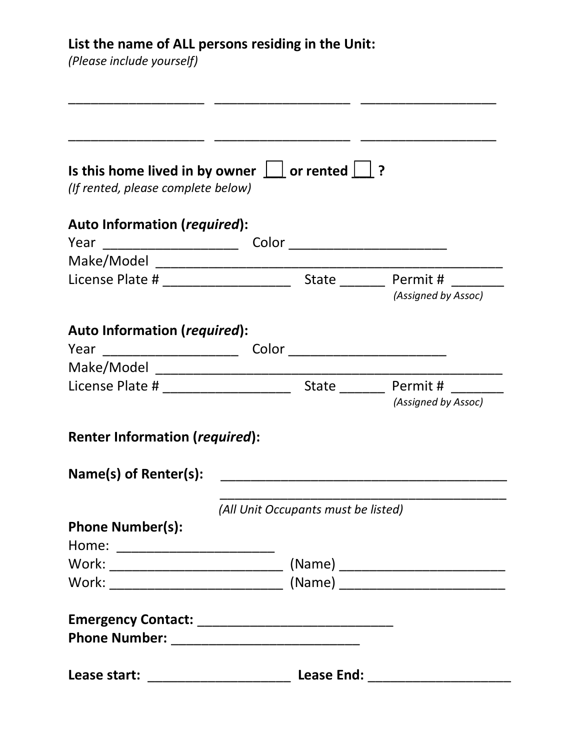**List the name of ALL persons residing in the Unit:**
*(Please include yourself)*

___________________ ___________________ ___________________

___________________ ___________________ ___________________

**Is this home lived in by owner** ☐ **or rented** ☐ **?**
*(If rented, please complete below)*

**Auto Information (*required*):**
Year __________________ Color _____________________
Make/Model ________________________________________________
License Plate # _________________ State ______ Permit # _______
*(Assigned by Assoc)*

**Auto Information (*required*):**
Year __________________ Color _____________________
Make/Model ________________________________________________
License Plate # _________________ State ______ Permit # _______
*(Assigned by Assoc)*

**Renter Information (*required*):**

**Name(s) of Renter(s):** ________________________________________
________________________________________
*(All Unit Occupants must be listed)*

**Phone Number(s):**
Home: _____________________
Work: ________________________ (Name) ______________________
Work: ________________________ (Name) ______________________

**Emergency Contact:** ___________________________
**Phone Number:** __________________________

**Lease start:** ___________________ **Lease End:** ___________________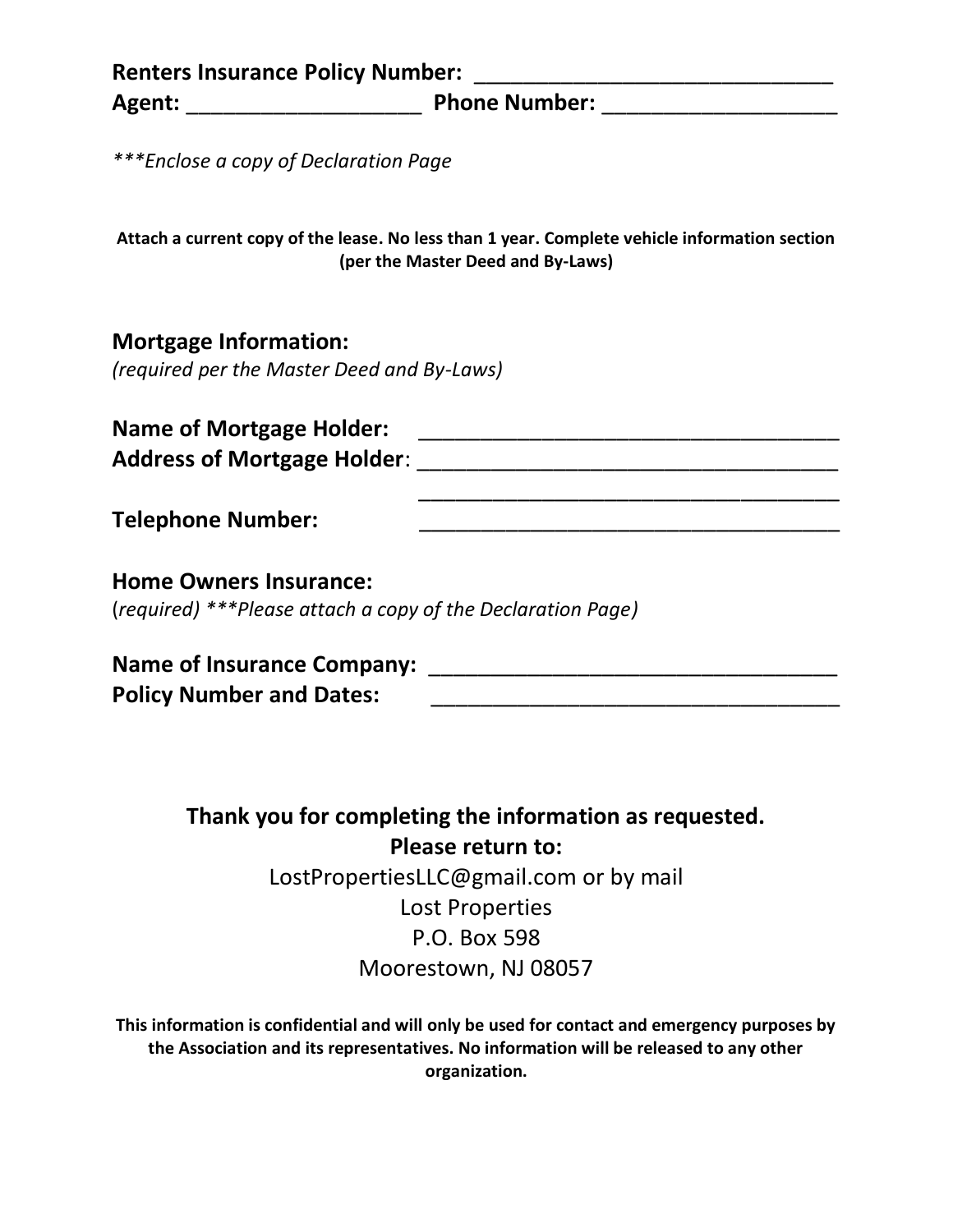**Renters Insurance Policy Number:** ______________________________
**Agent:** ___________________ **Phone Number:** ___________________

****Enclose a copy of Declaration Page*

**Attach a current copy of the lease. No less than 1 year. Complete vehicle information section (per the Master Deed and By-Laws)**

**Mortgage Information:**
*(required per the Master Deed and By-Laws)*

**Name of Mortgage Holder:** ____________________________________
**Address of Mortgage Holder**: ____________________________________
____________________________________
**Telephone Number:** ____________________________________

**Home Owners Insurance:**
(*required) ***Please attach a copy of the Declaration Page)*

**Name of Insurance Company:** __________________________________
**Policy Number and Dates:** __________________________________

**Thank you for completing the information as requested.**
**Please return to:**
LostPropertiesLLC@gmail.com or by mail
Lost Properties
P.O. Box 598
Moorestown, NJ 08057

**This information is confidential and will only be used for contact and emergency purposes by the Association and its representatives. No information will be released to any other organization.**